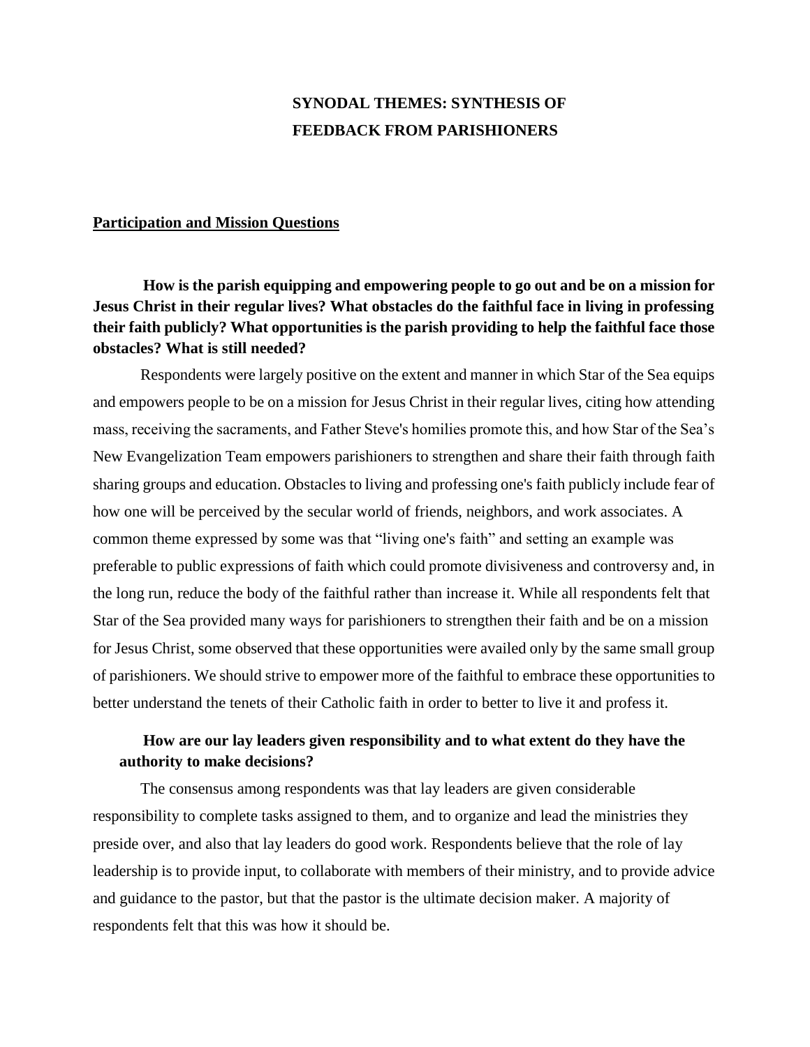# SYNODAL THEMES: SYNTHESIS OF FEEDBACK FROM PARISHIONERS

## Participation and Mission Questions

**How is the parish equipping and empowering people to go out and be on a mission for Jesus Christ in their regular lives? What obstacles do the faithful face in living in professing their faith publicly? What opportunities is the parish providing to help the faithful face those obstacles? What is still needed?**

Respondents were largely positive on the extent and manner in which Star of the Sea equips and empowers people to be on a mission for Jesus Christ in their regular lives, citing how attending mass, receiving the sacraments, and Father Steve's homilies promote this, and how Star of the Sea's New Evangelization Team empowers parishioners to strengthen and share their faith through faith sharing groups and education. Obstacles to living and professing one's faith publicly include fear of how one will be perceived by the secular world of friends, neighbors, and work associates. A common theme expressed by some was that "living one's faith" and setting an example was preferable to public expressions of faith which could promote divisiveness and controversy and, in the long run, reduce the body of the faithful rather than increase it. While all respondents felt that Star of the Sea provided many ways for parishioners to strengthen their faith and be on a mission for Jesus Christ, some observed that these opportunities were availed only by the same small group of parishioners. We should strive to empower more of the faithful to embrace these opportunities to better understand the tenets of their Catholic faith in order to better to live it and profess it.

**How are our lay leaders given responsibility and to what extent do they have the authority to make decisions?**

The consensus among respondents was that lay leaders are given considerable responsibility to complete tasks assigned to them, and to organize and lead the ministries they preside over, and also that lay leaders do good work. Respondents believe that the role of lay leadership is to provide input, to collaborate with members of their ministry, and to provide advice and guidance to the pastor, but that the pastor is the ultimate decision maker. A majority of respondents felt that this was how it should be.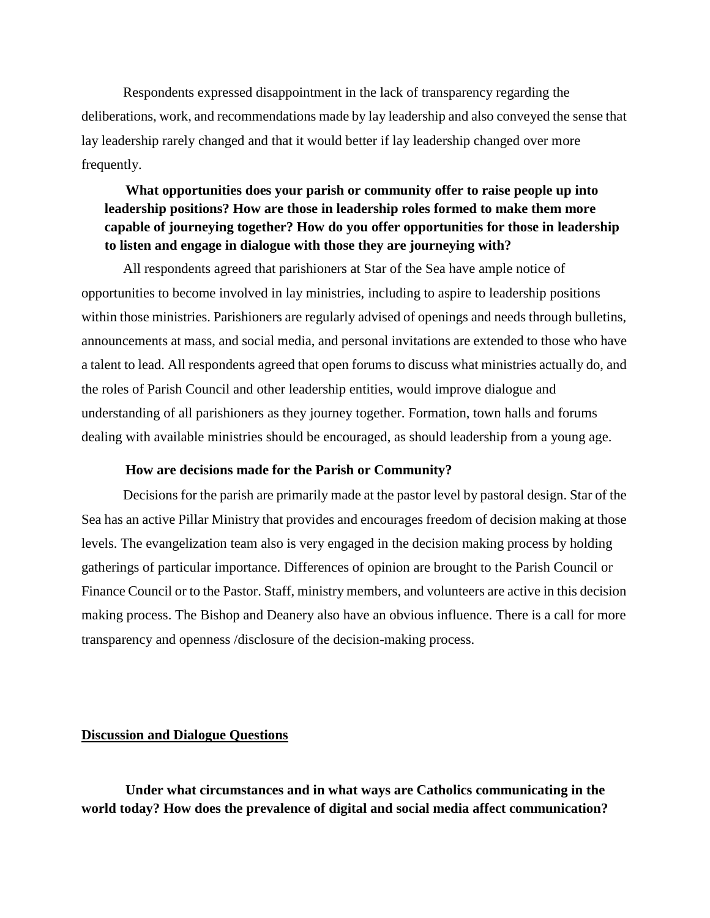Respondents expressed disappointment in the lack of transparency regarding the deliberations, work, and recommendations made by lay leadership and also conveyed the sense that lay leadership rarely changed and that it would better if lay leadership changed over more frequently.

**What opportunities does your parish or community offer to raise people up into leadership positions? How are those in leadership roles formed to make them more capable of journeying together? How do you offer opportunities for those in leadership to listen and engage in dialogue with those they are journeying with?**

All respondents agreed that parishioners at Star of the Sea have ample notice of opportunities to become involved in lay ministries, including to aspire to leadership positions within those ministries. Parishioners are regularly advised of openings and needs through bulletins, announcements at mass, and social media, and personal invitations are extended to those who have a talent to lead. All respondents agreed that open forums to discuss what ministries actually do, and the roles of Parish Council and other leadership entities, would improve dialogue and understanding of all parishioners as they journey together. Formation, town halls and forums dealing with available ministries should be encouraged, as should leadership from a young age.

**How are decisions made for the Parish or Community?**

Decisions for the parish are primarily made at the pastor level by pastoral design. Star of the Sea has an active Pillar Ministry that provides and encourages freedom of decision making at those levels. The evangelization team also is very engaged in the decision making process by holding gatherings of particular importance. Differences of opinion are brought to the Parish Council or Finance Council or to the Pastor. Staff, ministry members, and volunteers are active in this decision making process. The Bishop and Deanery also have an obvious influence. There is a call for more transparency and openness /disclosure of the decision-making process.

## Discussion and Dialogue Questions

**Under what circumstances and in what ways are Catholics communicating in the world today? How does the prevalence of digital and social media affect communication?**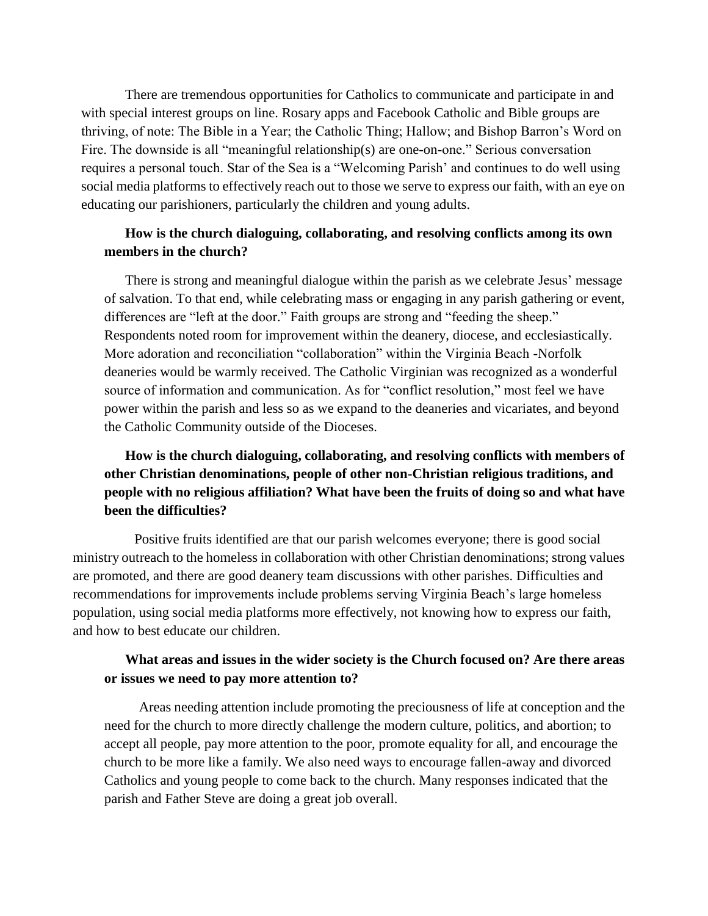There are tremendous opportunities for Catholics to communicate and participate in and with special interest groups on line. Rosary apps and Facebook Catholic and Bible groups are thriving, of note: The Bible in a Year; the Catholic Thing; Hallow; and Bishop Barron's Word on Fire. The downside is all "meaningful relationship(s) are one-on-one." Serious conversation requires a personal touch. Star of the Sea is a "Welcoming Parish' and continues to do well using social media platforms to effectively reach out to those we serve to express our faith, with an eye on educating our parishioners, particularly the children and young adults.

**How is the church dialoguing, collaborating, and resolving conflicts among its own members in the church?**

There is strong and meaningful dialogue within the parish as we celebrate Jesus' message of salvation. To that end, while celebrating mass or engaging in any parish gathering or event, differences are "left at the door." Faith groups are strong and "feeding the sheep." Respondents noted room for improvement within the deanery, diocese, and ecclesiastically. More adoration and reconciliation "collaboration" within the Virginia Beach -Norfolk deaneries would be warmly received. The Catholic Virginian was recognized as a wonderful source of information and communication. As for "conflict resolution," most feel we have power within the parish and less so as we expand to the deaneries and vicariates, and beyond the Catholic Community outside of the Dioceses.

**How is the church dialoguing, collaborating, and resolving conflicts with members of other Christian denominations, people of other non-Christian religious traditions, and people with no religious affiliation? What have been the fruits of doing so and what have been the difficulties?**

Positive fruits identified are that our parish welcomes everyone; there is good social ministry outreach to the homeless in collaboration with other Christian denominations; strong values are promoted, and there are good deanery team discussions with other parishes. Difficulties and recommendations for improvements include problems serving Virginia Beach's large homeless population, using social media platforms more effectively, not knowing how to express our faith, and how to best educate our children.

**What areas and issues in the wider society is the Church focused on? Are there areas or issues we need to pay more attention to?**

Areas needing attention include promoting the preciousness of life at conception and the need for the church to more directly challenge the modern culture, politics, and abortion; to accept all people, pay more attention to the poor, promote equality for all, and encourage the church to be more like a family. We also need ways to encourage fallen-away and divorced Catholics and young people to come back to the church. Many responses indicated that the parish and Father Steve are doing a great job overall.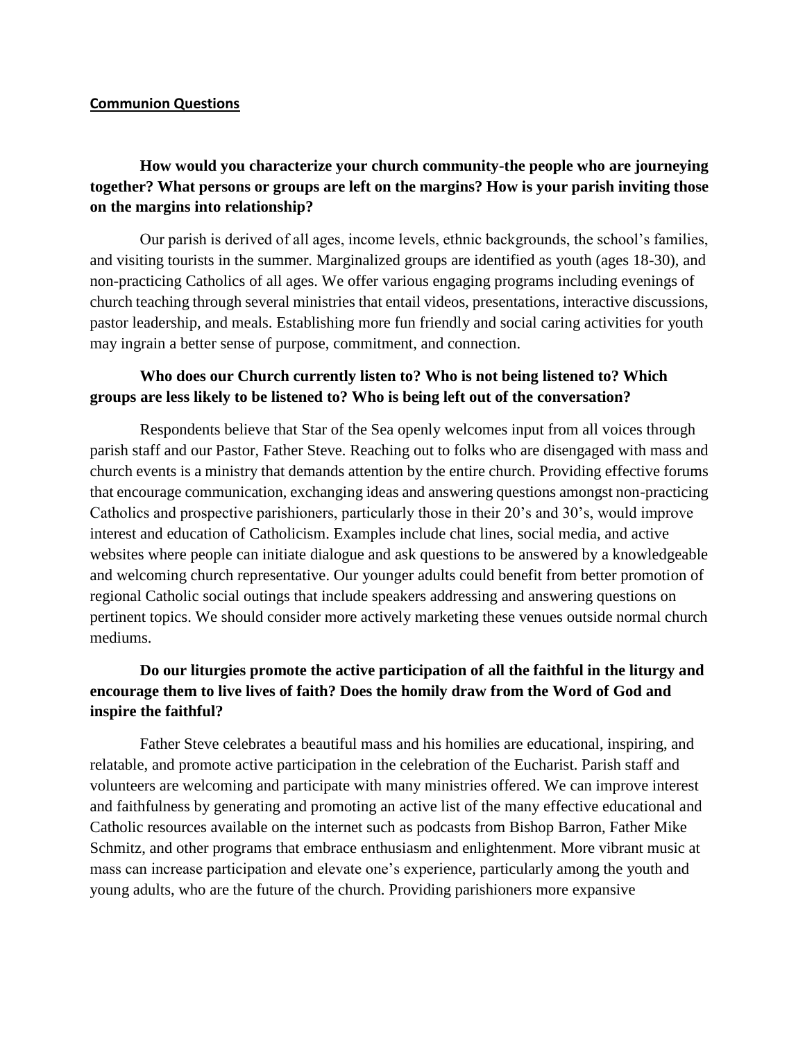## Communion Questions

**How would you characterize your church community-the people who are journeying together? What persons or groups are left on the margins? How is your parish inviting those on the margins into relationship?**

Our parish is derived of all ages, income levels, ethnic backgrounds, the school's families, and visiting tourists in the summer. Marginalized groups are identified as youth (ages 18-30), and non-practicing Catholics of all ages. We offer various engaging programs including evenings of church teaching through several ministries that entail videos, presentations, interactive discussions, pastor leadership, and meals. Establishing more fun friendly and social caring activities for youth may ingrain a better sense of purpose, commitment, and connection.

**Who does our Church currently listen to? Who is not being listened to? Which groups are less likely to be listened to? Who is being left out of the conversation?**

Respondents believe that Star of the Sea openly welcomes input from all voices through parish staff and our Pastor, Father Steve. Reaching out to folks who are disengaged with mass and church events is a ministry that demands attention by the entire church. Providing effective forums that encourage communication, exchanging ideas and answering questions amongst non-practicing Catholics and prospective parishioners, particularly those in their 20's and 30's, would improve interest and education of Catholicism. Examples include chat lines, social media, and active websites where people can initiate dialogue and ask questions to be answered by a knowledgeable and welcoming church representative. Our younger adults could benefit from better promotion of regional Catholic social outings that include speakers addressing and answering questions on pertinent topics. We should consider more actively marketing these venues outside normal church mediums.

**Do our liturgies promote the active participation of all the faithful in the liturgy and encourage them to live lives of faith? Does the homily draw from the Word of God and inspire the faithful?**

Father Steve celebrates a beautiful mass and his homilies are educational, inspiring, and relatable, and promote active participation in the celebration of the Eucharist. Parish staff and volunteers are welcoming and participate with many ministries offered. We can improve interest and faithfulness by generating and promoting an active list of the many effective educational and Catholic resources available on the internet such as podcasts from Bishop Barron, Father Mike Schmitz, and other programs that embrace enthusiasm and enlightenment. More vibrant music at mass can increase participation and elevate one's experience, particularly among the youth and young adults, who are the future of the church. Providing parishioners more expansive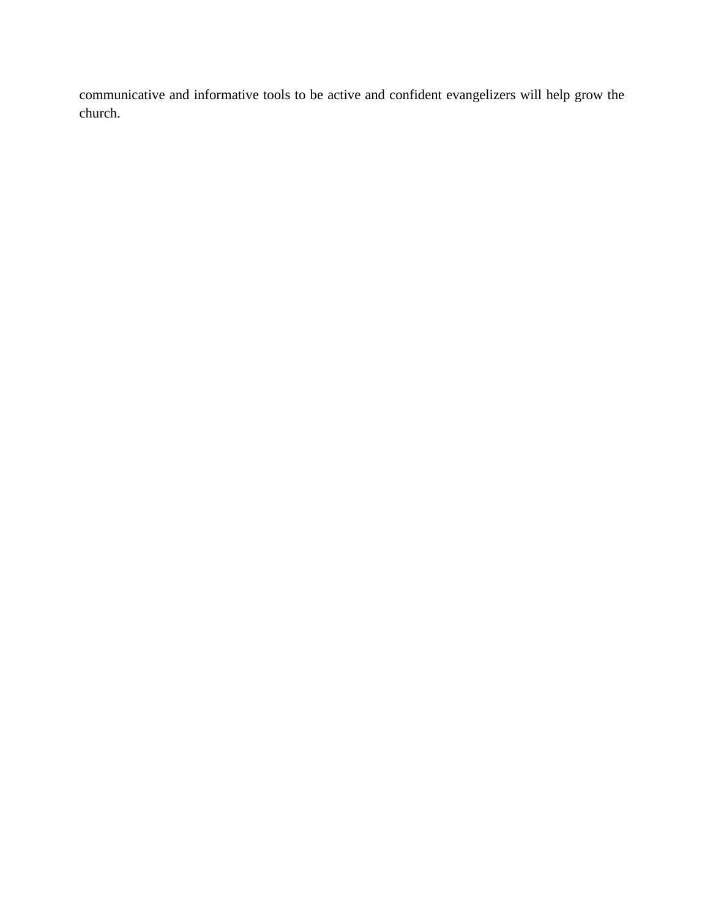communicative and informative tools to be active and confident evangelizers will help grow the church.